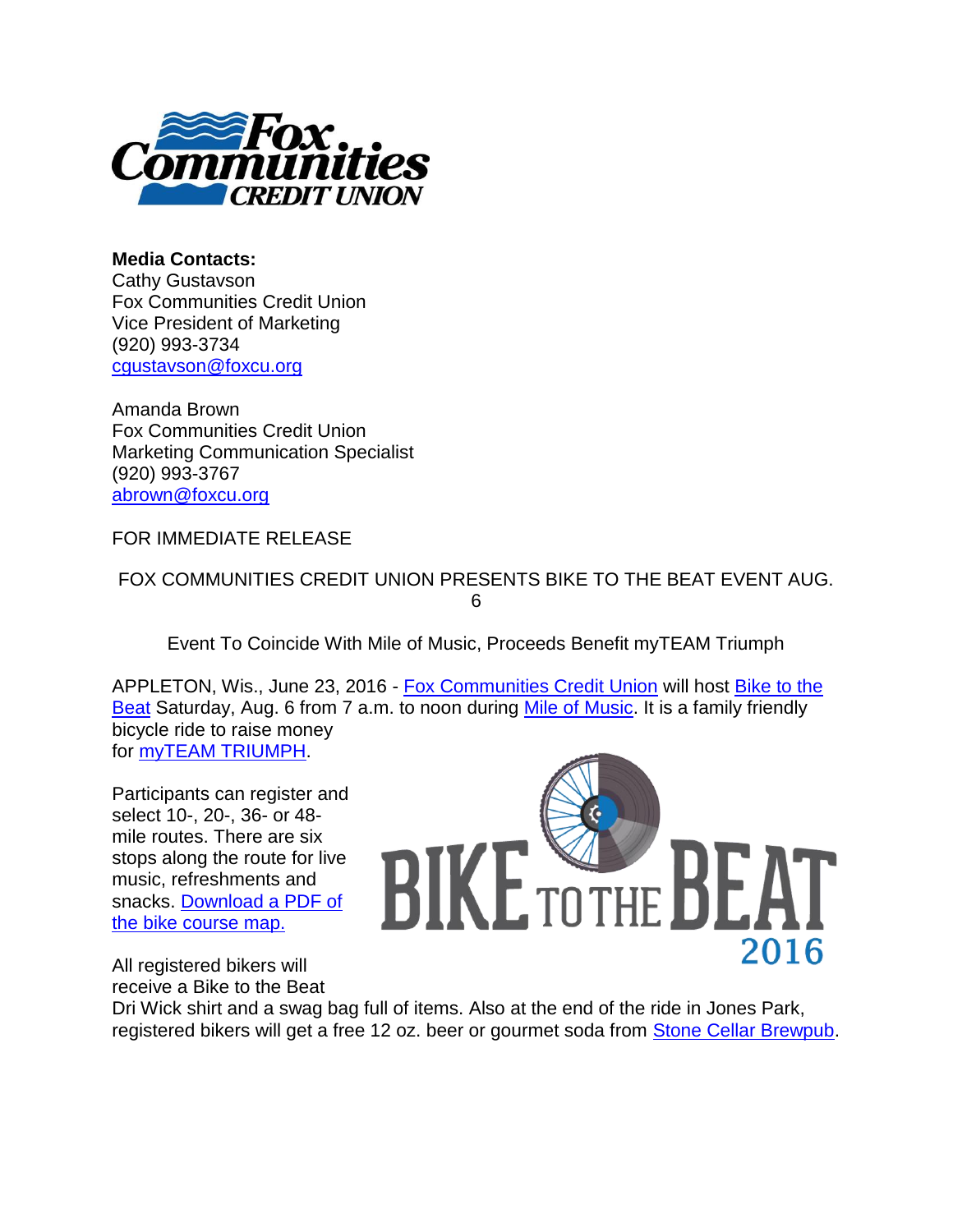**Media Contacts:**
Cathy Gustavson
Fox Communities Credit Union
Vice President of Marketing
(920) 993-3734
cgustavson@foxcu.org

Amanda Brown
Fox Communities Credit Union
Marketing Communication Specialist
(920) 993-3767
abrown@foxcu.org

FOR IMMEDIATE RELEASE

FOX COMMUNITIES CREDIT UNION PRESENTS BIKE TO THE BEAT EVENT AUG. 6

Event To Coincide With Mile of Music, Proceeds Benefit myTEAM Triumph

APPLETON, Wis., June 23, 2016 - Fox Communities Credit Union will host Bike to the Beat Saturday, Aug. 6 from 7 a.m. to noon during Mile of Music. It is a family friendly bicycle ride to raise money for myTEAM TRIUMPH.

Participants can register and select 10-, 20-, 36- or 48-mile routes. There are six stops along the route for live music, refreshments and snacks. Download a PDF of the bike course map.

All registered bikers will receive a Bike to the Beat Dri Wick shirt and a swag bag full of items. Also at the end of the ride in Jones Park, registered bikers will get a free 12 oz. beer or gourmet soda from Stone Cellar Brewpub.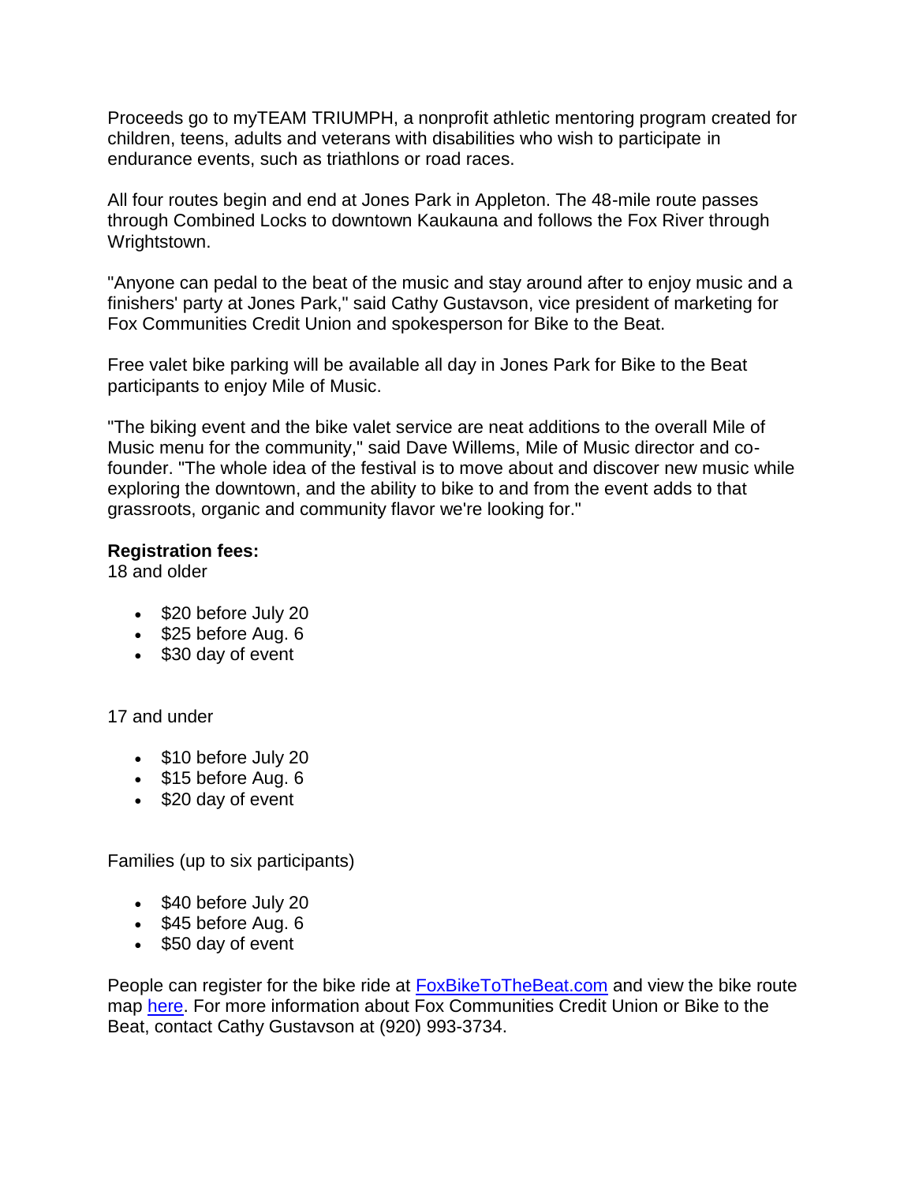Proceeds go to myTEAM TRIUMPH, a nonprofit athletic mentoring program created for children, teens, adults and veterans with disabilities who wish to participate in endurance events, such as triathlons or road races.

All four routes begin and end at Jones Park in Appleton. The 48-mile route passes through Combined Locks to downtown Kaukauna and follows the Fox River through Wrightstown.

"Anyone can pedal to the beat of the music and stay around after to enjoy music and a finishers' party at Jones Park," said Cathy Gustavson, vice president of marketing for Fox Communities Credit Union and spokesperson for Bike to the Beat.

Free valet bike parking will be available all day in Jones Park for Bike to the Beat participants to enjoy Mile of Music.

"The biking event and the bike valet service are neat additions to the overall Mile of Music menu for the community," said Dave Willems, Mile of Music director and co-founder. "The whole idea of the festival is to move about and discover new music while exploring the downtown, and the ability to bike to and from the event adds to that grassroots, organic and community flavor we're looking for."

**Registration fees:**
18 and older

- $20 before July 20
- $25 before Aug. 6
- $30 day of event

17 and under

- $10 before July 20
- $15 before Aug. 6
- $20 day of event

Families (up to six participants)

- $40 before July 20
- $45 before Aug. 6
- $50 day of event

People can register for the bike ride at [FoxBikeToTheBeat.com](FoxBikeToTheBeat.com) and view the bike route map [here](). For more information about Fox Communities Credit Union or Bike to the Beat, contact Cathy Gustavson at (920) 993-3734.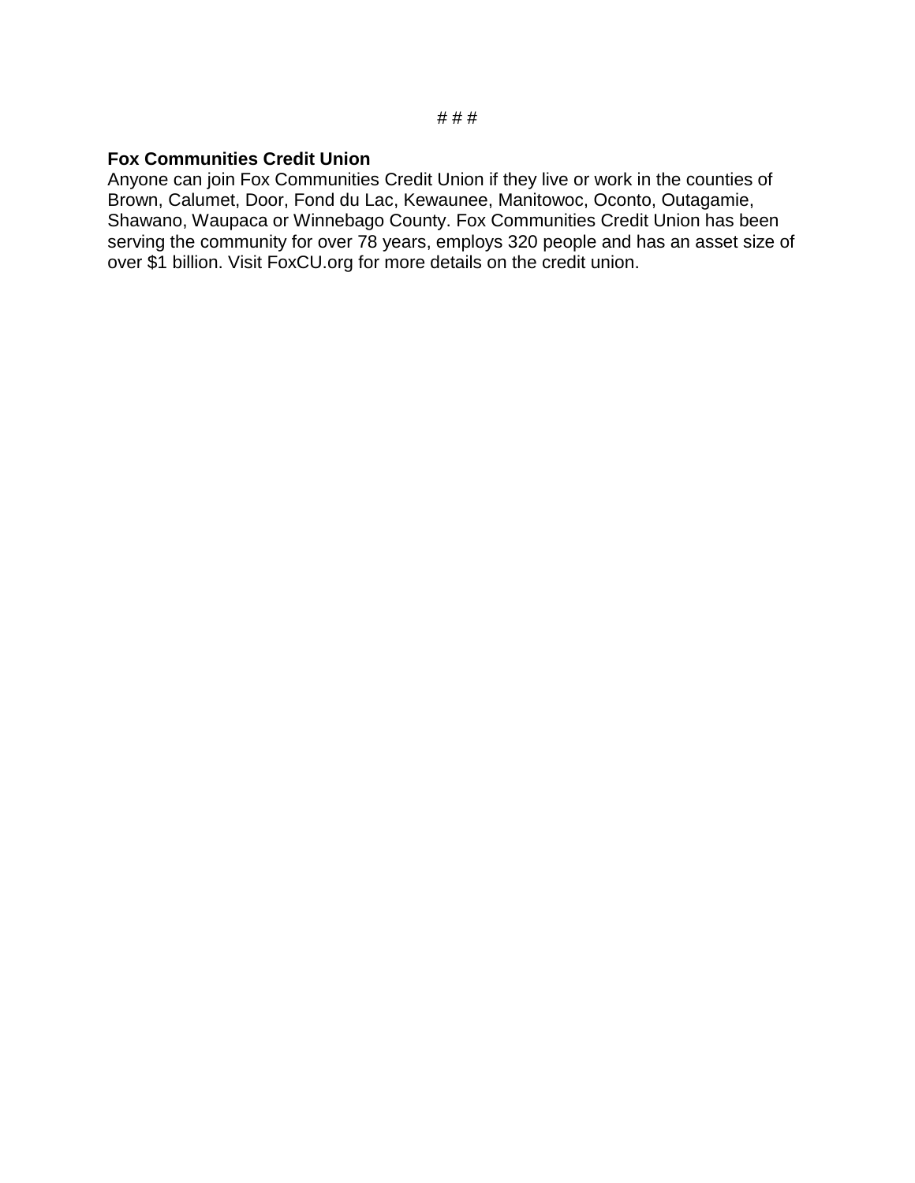# # #

**Fox Communities Credit Union**

Anyone can join Fox Communities Credit Union if they live or work in the counties of Brown, Calumet, Door, Fond du Lac, Kewaunee, Manitowoc, Oconto, Outagamie, Shawano, Waupaca or Winnebago County. Fox Communities Credit Union has been serving the community for over 78 years, employs 320 people and has an asset size of over $1 billion. Visit FoxCU.org for more details on the credit union.